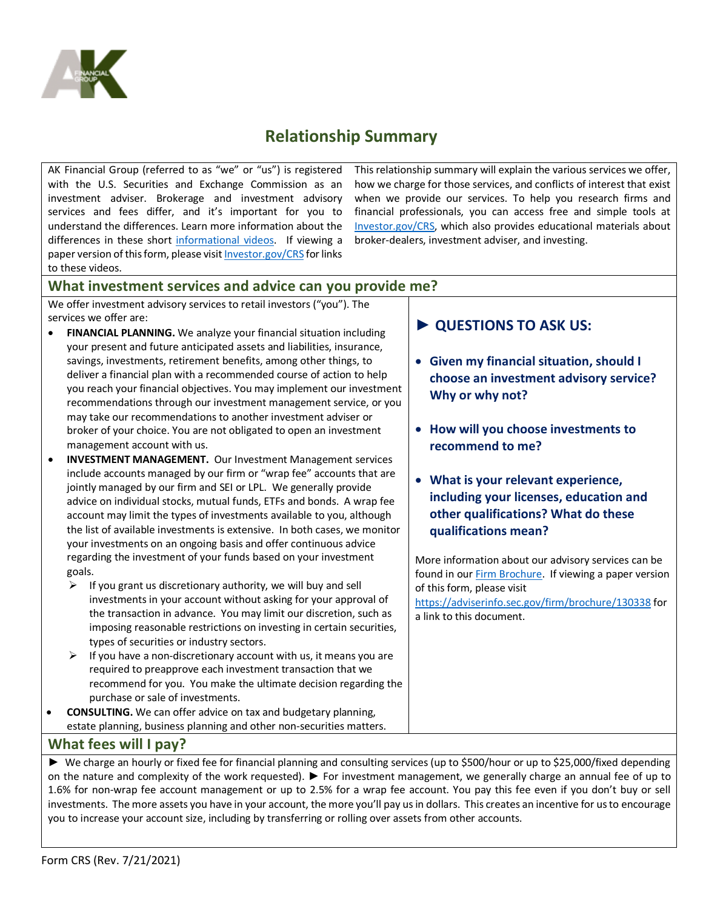# Relationship Summary

AK Financial Group (referred to as "we" or "us") is registered with the U.S. Securities and Exchange Commission as an investment adviser. Brokerage and investment advisory services and fees differ, and it's important for you to understand the differences. Learn more information about the differences in these short informational videos. If viewing a paper version of this form, please visit Investor.gov/CRS for links to these videos.

This relationship summary will explain the various services we offer, how we charge for those services, and conflicts of interest that exist when we provide our services. To help you research firms and financial professionals, you can access free and simple tools at Investor.gov/CRS, which also provides educational materials about broker-dealers, investment adviser, and investing.

## What investment services and advice can you provide me?

We offer investment advisory services to retail investors ("you"). The services we offer are:

- **FINANCIAL PLANNING.** We analyze your financial situation including your present and future anticipated assets and liabilities, insurance, savings, investments, retirement benefits, among other things, to deliver a financial plan with a recommended course of action to help you reach your financial objectives. You may implement our investment recommendations through our investment management service, or you may take our recommendations to another investment adviser or broker of your choice. You are not obligated to open an investment management account with us.
- **INVESTMENT MANAGEMENT.** Our Investment Management services include accounts managed by our firm or "wrap fee" accounts that are jointly managed by our firm and SEI or LPL. We generally provide advice on individual stocks, mutual funds, ETFs and bonds. A wrap fee account may limit the types of investments available to you, although the list of available investments is extensive. In both cases, we monitor your investments on an ongoing basis and offer continuous advice regarding the investment of your funds based on your investment goals.
  - If you grant us discretionary authority, we will buy and sell investments in your account without asking for your approval of the transaction in advance. You may limit our discretion, such as imposing reasonable restrictions on investing in certain securities, types of securities or industry sectors.
  - If you have a non-discretionary account with us, it means you are required to preapprove each investment transaction that we recommend for you. You make the ultimate decision regarding the purchase or sale of investments.
- **CONSULTING.** We can offer advice on tax and budgetary planning, estate planning, business planning and other non-securities matters.

### ► QUESTIONS TO ASK US:

- **Given my financial situation, should I choose an investment advisory service? Why or why not?**
- **How will you choose investments to recommend to me?**
- **What is your relevant experience, including your licenses, education and other qualifications? What do these qualifications mean?**

More information about our advisory services can be found in our Firm Brochure. If viewing a paper version of this form, please visit https://adviserinfo.sec.gov/firm/brochure/130338 for a link to this document.

## What fees will I pay?

► We charge an hourly or fixed fee for financial planning and consulting services (up to $500/hour or up to $25,000/fixed depending on the nature and complexity of the work requested). ► For investment management, we generally charge an annual fee of up to 1.6% for non-wrap fee account management or up to 2.5% for a wrap fee account. You pay this fee even if you don't buy or sell investments. The more assets you have in your account, the more you'll pay us in dollars. This creates an incentive for us to encourage you to increase your account size, including by transferring or rolling over assets from other accounts.

Form CRS (Rev. 7/21/2021)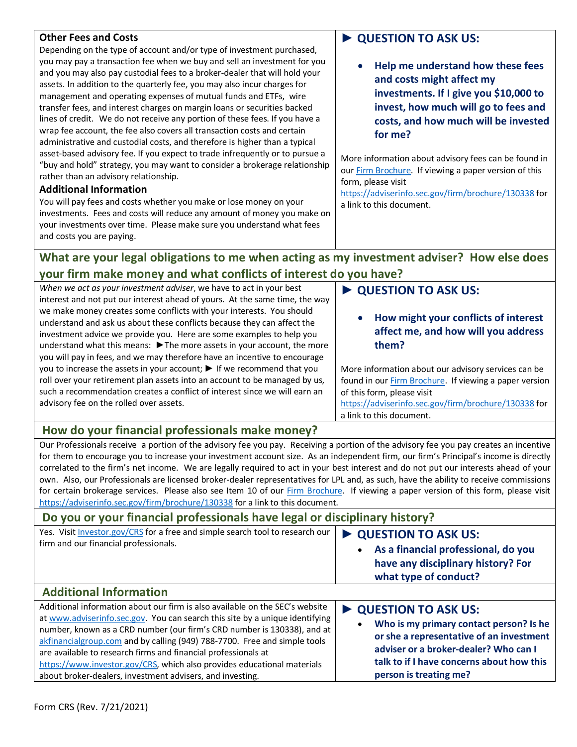**Other Fees and Costs**

Depending on the type of account and/or type of investment purchased, you may pay a transaction fee when we buy and sell an investment for you and you may also pay custodial fees to a broker-dealer that will hold your assets. In addition to the quarterly fee, you may also incur charges for management and operating expenses of mutual funds and ETFs, wire transfer fees, and interest charges on margin loans or securities backed lines of credit. We do not receive any portion of these fees. If you have a wrap fee account, the fee also covers all transaction costs and certain administrative and custodial costs, and therefore is higher than a typical asset-based advisory fee. If you expect to trade infrequently or to pursue a "buy and hold" strategy, you may want to consider a brokerage relationship rather than an advisory relationship.

**Additional Information**

You will pay fees and costs whether you make or lose money on your investments. Fees and costs will reduce any amount of money you make on your investments over time. Please make sure you understand what fees and costs you are paying.

**► QUESTION TO ASK US:**

- **Help me understand how these fees and costs might affect my investments. If I give you $10,000 to invest, how much will go to fees and costs, and how much will be invested for me?**

More information about advisory fees can be found in our Firm Brochure. If viewing a paper version of this form, please visit https://adviserinfo.sec.gov/firm/brochure/130338 for a link to this document.

## What are your legal obligations to me when acting as my investment adviser? How else does your firm make money and what conflicts of interest do you have?

*When we act as your investment adviser*, we have to act in your best interest and not put our interest ahead of yours. At the same time, the way we make money creates some conflicts with your interests. You should understand and ask us about these conflicts because they can affect the investment advice we provide you. Here are some examples to help you understand what this means: ►The more assets in your account, the more you will pay in fees, and we may therefore have an incentive to encourage you to increase the assets in your account; ► If we recommend that you roll over your retirement plan assets into an account to be managed by us, such a recommendation creates a conflict of interest since we will earn an advisory fee on the rolled over assets.

**► QUESTION TO ASK US:**

- **How might your conflicts of interest affect me, and how will you address them?**

More information about our advisory services can be found in our Firm Brochure. If viewing a paper version of this form, please visit https://adviserinfo.sec.gov/firm/brochure/130338 for a link to this document.

## How do your financial professionals make money?

Our Professionals receive a portion of the advisory fee you pay. Receiving a portion of the advisory fee you pay creates an incentive for them to encourage you to increase your investment account size. As an independent firm, our firm's Principal's income is directly correlated to the firm's net income. We are legally required to act in your best interest and do not put our interests ahead of your own. Also, our Professionals are licensed broker-dealer representatives for LPL and, as such, have the ability to receive commissions for certain brokerage services. Please also see Item 10 of our Firm Brochure. If viewing a paper version of this form, please visit https://adviserinfo.sec.gov/firm/brochure/130338 for a link to this document.

## Do you or your financial professionals have legal or disciplinary history?

Yes. Visit Investor.gov/CRS for a free and simple search tool to research our firm and our financial professionals.

**► QUESTION TO ASK US:**

- **As a financial professional, do you have any disciplinary history? For what type of conduct?**

## Additional Information

Additional information about our firm is also available on the SEC's website at www.adviserinfo.sec.gov. You can search this site by a unique identifying number, known as a CRD number (our firm's CRD number is 130338), and at akfinancialgroup.com and by calling (949) 788-7700. Free and simple tools are available to research firms and financial professionals at https://www.investor.gov/CRS, which also provides educational materials about broker-dealers, investment advisers, and investing.

**► QUESTION TO ASK US:**

- **Who is my primary contact person? Is he or she a representative of an investment adviser or a broker-dealer? Who can I talk to if I have concerns about how this person is treating me?**

Form CRS (Rev. 7/21/2021)